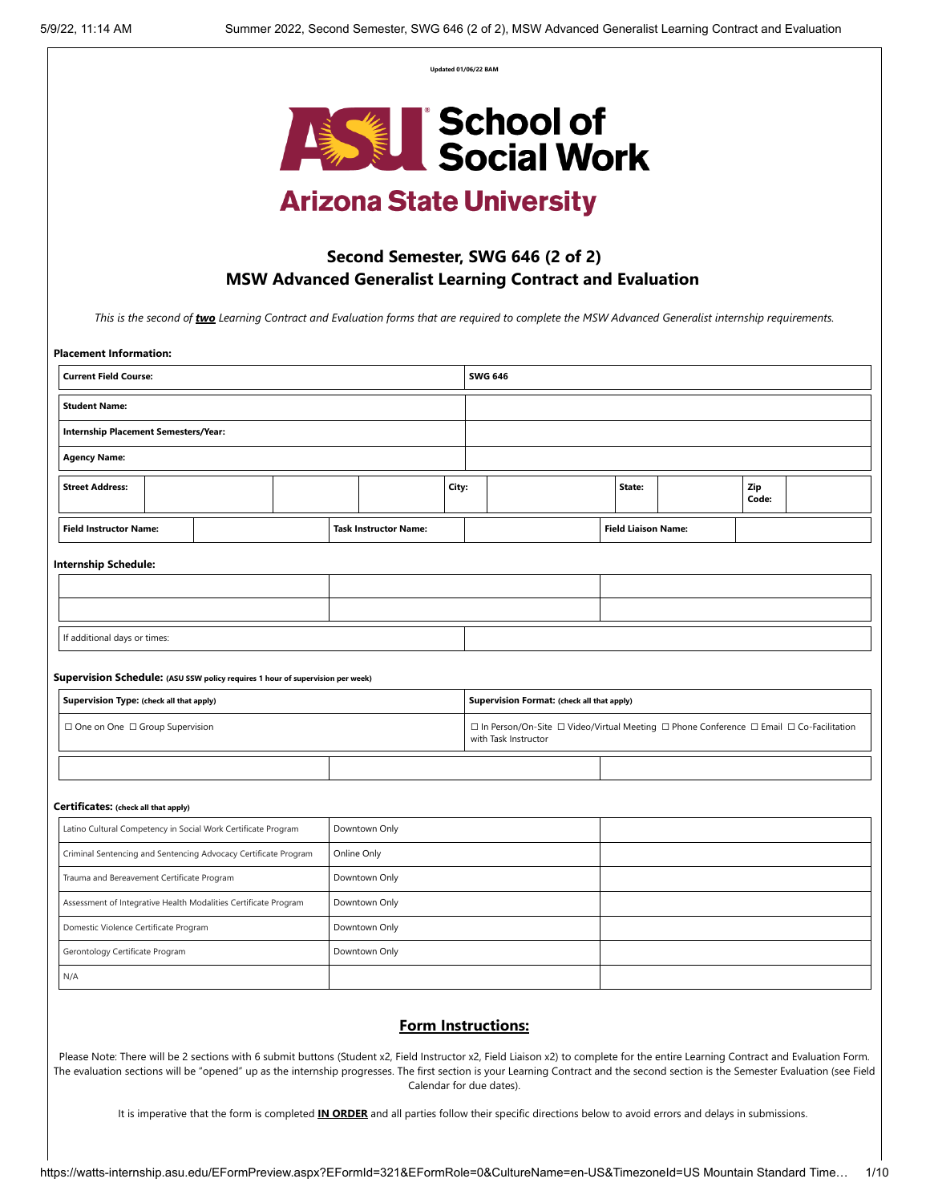Updated 01/06/22 BAM

# School of Social Work

## Arizona State University

## Second Semester, SWG 646 (2 of 2)
## MSW Advanced Generalist Learning Contract and Evaluation

*This is the second of **two** Learning Contract and Evaluation forms that are required to complete the MSW Advanced Generalist internship requirements.*

**Placement Information:**

| | |
|---|---|
| **Current Field Course:** | **SWG 646** |
| **Student Name:** | |
| **Internship Placement Semesters/Year:** | |
| **Agency Name:** | |

| **Street Address:** | | | | **City:** | | **State:** | | **Zip Code:** | |
|---|---|---|---|---|---|---|---|---|---|

| **Field Instructor Name:** | | **Task Instructor Name:** | | **Field Liaison Name:** | |
|---|---|---|---|---|---|

**Internship Schedule:**

| | | |
|---|---|---|
| | | |
| | | |

| If additional days or times: | |
|---|---|

**Supervision Schedule:** (ASU SSW policy requires 1 hour of supervision per week)

| **Supervision Type:** (check all that apply) | **Supervision Format:** (check all that apply) |
|---|---|
| ☐ One on One ☐ Group Supervision | ☐ In Person/On-Site ☐ Video/Virtual Meeting ☐ Phone Conference ☐ Email ☐ Co-Facilitation with Task Instructor |

| | | |
|---|---|---|
| | | |

**Certificates:** (check all that apply)

| | | |
|---|---|---|
| Latino Cultural Competency in Social Work Certificate Program | Downtown Only | |
| Criminal Sentencing and Sentencing Advocacy Certificate Program | Online Only | |
| Trauma and Bereavement Certificate Program | Downtown Only | |
| Assessment of Integrative Health Modalities Certificate Program | Downtown Only | |
| Domestic Violence Certificate Program | Downtown Only | |
| Gerontology Certificate Program | Downtown Only | |
| N/A | | |

## Form Instructions:

Please Note: There will be 2 sections with 6 submit buttons (Student x2, Field Instructor x2, Field Liaison x2) to complete for the entire Learning Contract and Evaluation Form. The evaluation sections will be "opened" up as the internship progresses. The first section is your Learning Contract and the second section is the Semester Evaluation (see Field Calendar for due dates).

It is imperative that the form is completed **IN ORDER** and all parties follow their specific directions below to avoid errors and delays in submissions.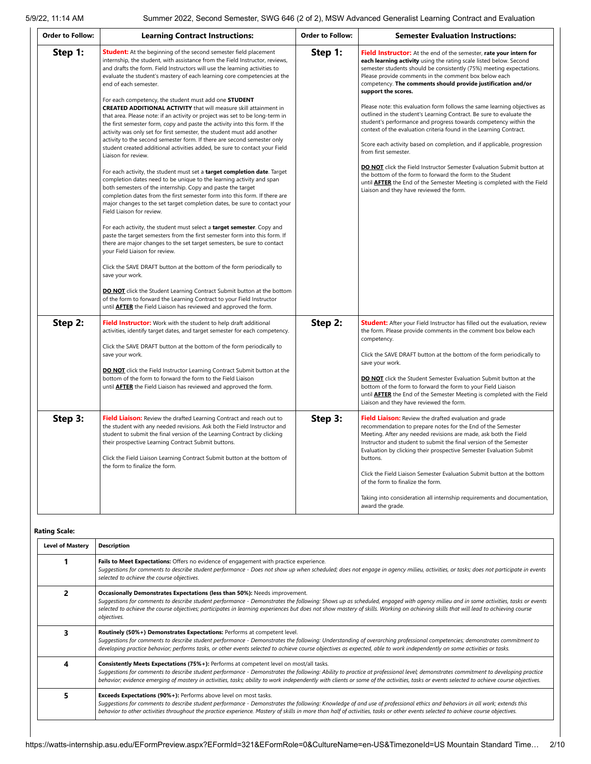| Order to Follow: | Learning Contract Instructions: | Order to Follow: | Semester Evaluation Instructions: |
|---|---|---|---|
| **Step 1:** | **Student:** At the beginning of the second semester field placement internship, the student, with assistance from the Field Instructor, reviews, and drafts the form. Field Instructors will use the learning activities to evaluate the student's mastery of each learning core competencies at the end of each semester.<br><br>For each competency, the student must add one **STUDENT CREATED ADDITIONAL ACTIVITY** that will measure skill attainment in that area. Please note: if an activity or project was set to be long-term in the first semester form, copy and paste the activity into this form. If the activity was only set for first semester, the student must add another activity to the second semester form. If there are second semester only student created additional activities added, be sure to contact your Field Liaison for review.<br><br>For each activity, the student must set a **target completion date**. Target completion dates need to be unique to the learning activity and span both semesters of the internship. Copy and paste the target completion dates from the first semester form into this form. If there are major changes to the set target completion dates, be sure to contact your Field Liaison for review.<br><br>For each activity, the student must select a **target semester**. Copy and paste the target semesters from the first semester form into this form. If there are major changes to the set target semesters, be sure to contact your Field Liaison for review.<br><br>Click the SAVE DRAFT button at the bottom of the form periodically to save your work.<br><br>**DO NOT** click the Student Learning Contract Submit button at the bottom of the form to forward the Learning Contract to your Field Instructor until **AFTER** the Field Liaison has reviewed and approved the form. | **Step 1:** | **Field Instructor:** At the end of the semester, **rate your intern for each learning activity** using the rating scale listed below. Second semester students should be consistently (75%) meeting expectations. Please provide comments in the comment box below each competency. **The comments should provide justification and/or support the scores.**<br><br>Please note: this evaluation form follows the same learning objectives as outlined in the student's Learning Contract. Be sure to evaluate the student's performance and progress towards competency within the context of the evaluation criteria found in the Learning Contract.<br><br>Score each activity based on completion, and if applicable, progression from first semester.<br><br>**DO NOT** click the Field Instructor Semester Evaluation Submit button at the bottom of the form to forward the form to the Student until **AFTER** the End of the Semester Meeting is completed with the Field Liaison and they have reviewed the form. |
| **Step 2:** | **Field Instructor:** Work with the student to help draft additional activities, identify target dates, and target semester for each competency.<br><br>Click the SAVE DRAFT button at the bottom of the form periodically to save your work.<br><br>**DO NOT** click the Field Instructor Learning Contract Submit button at the bottom of the form to forward the form to the Field Liaison until **AFTER** the Field Liaison has reviewed and approved the form. | **Step 2:** | **Student:** After your Field Instructor has filled out the evaluation, review the form. Please provide comments in the comment box below each competency.<br><br>Click the SAVE DRAFT button at the bottom of the form periodically to save your work.<br><br>**DO NOT** click the Student Semester Evaluation Submit button at the bottom of the form to forward the form to your Field Liaison until **AFTER** the End of the Semester Meeting is completed with the Field Liaison and they have reviewed the form. |
| **Step 3:** | **Field Liaison:** Review the drafted Learning Contract and reach out to the student with any needed revisions. Ask both the Field Instructor and student to submit the final version of the Learning Contract by clicking their prospective Learning Contract Submit buttons.<br><br>Click the Field Liaison Learning Contract Submit button at the bottom of the form to finalize the form. | **Step 3:** | **Field Liaison:** Review the drafted evaluation and grade recommendation to prepare notes for the End of the Semester Meeting. After any needed revisions are made, ask both the Field Instructor and student to submit the final version of the Semester Evaluation by clicking their prospective Semester Evaluation Submit buttons.<br><br>Click the Field Liaison Semester Evaluation Submit button at the bottom of the form to finalize the form.<br><br>Taking into consideration all internship requirements and documentation, award the grade. |

**Rating Scale:**

| Level of Mastery | Description |
|---|---|
| 1 | **Fails to Meet Expectations:** Offers no evidence of engagement with practice experience.<br>*Suggestions for comments to describe student performance - Does not show up when scheduled; does not engage in agency milieu, activities, or tasks; does not participate in events selected to achieve the course objectives.* |
| 2 | **Occasionally Demonstrates Expectations (less than 50%):** Needs improvement.<br>*Suggestions for comments to describe student performance - Demonstrates the following: Shows up as scheduled, engaged with agency milieu and in some activities, tasks or events selected to achieve the course objectives; participates in learning experiences but does not show mastery of skills. Working on achieving skills that will lead to achieving course objectives.* |
| 3 | **Routinely (50%+) Demonstrates Expectations:** Performs at competent level.<br>*Suggestions for comments to describe student performance - Demonstrates the following: Understanding of overarching professional competencies; demonstrates commitment to developing practice behavior; performs tasks, or other events selected to achieve course objectives as expected, able to work independently on some activities or tasks.* |
| 4 | **Consistently Meets Expectations (75%+):** Performs at competent level on most/all tasks.<br>*Suggestions for comments to describe student performance - Demonstrates the following: Ability to practice at professional level; demonstrates commitment to developing practice behavior; evidence emerging of mastery in activities, tasks; ability to work independently with clients or some of the activities, tasks or events selected to achieve course objectives.* |
| 5 | **Exceeds Expectations (90%+):** Performs above level on most tasks.<br>*Suggestions for comments to describe student performance - Demonstrates the following: Knowledge of and use of professional ethics and behaviors in all work; extends this behavior to other activities throughout the practice experience. Mastery of skills in more than half of activities, tasks or other events selected to achieve course objectives.* |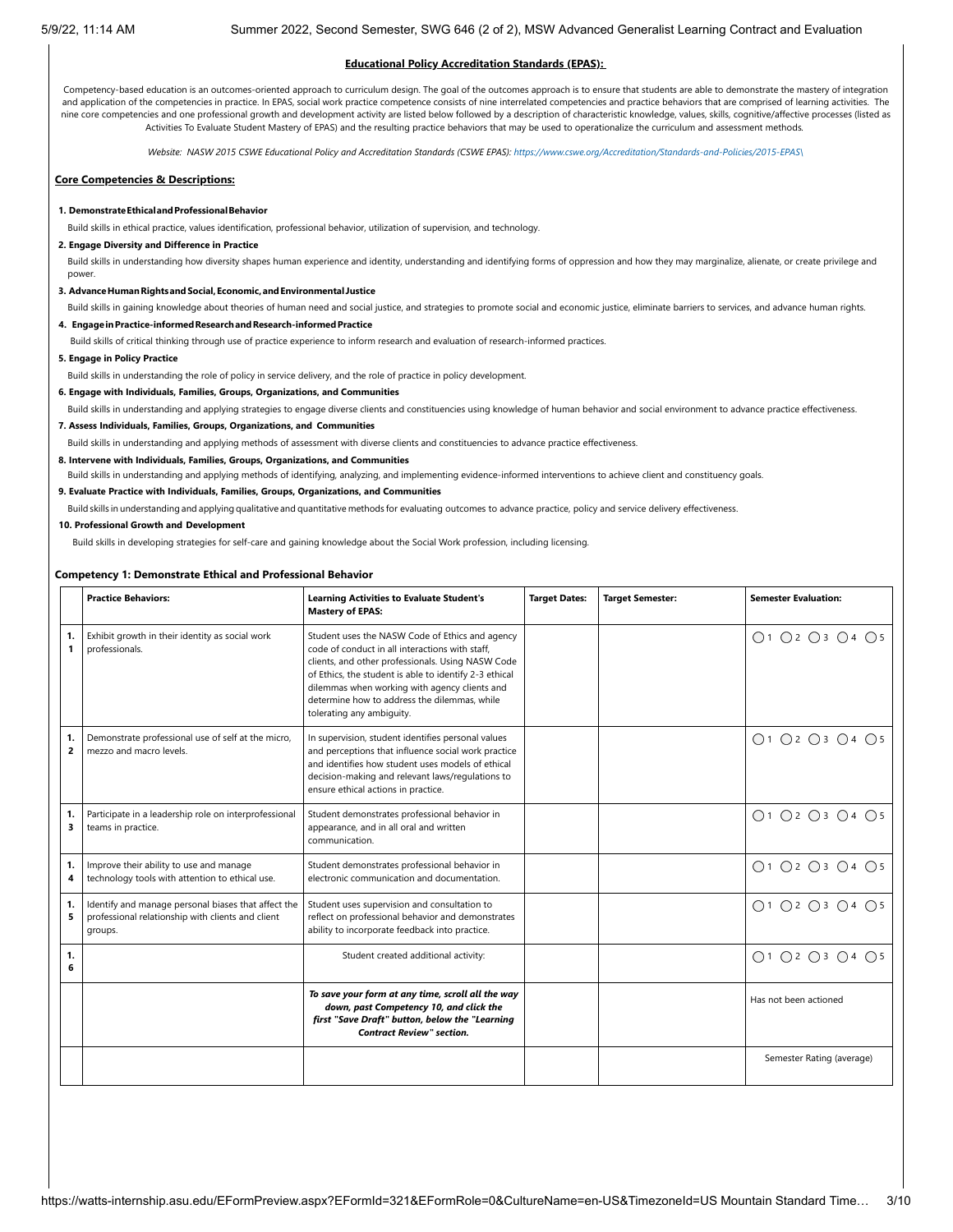**Educational Policy Accreditation Standards (EPAS):**

Competency-based education is an outcomes-oriented approach to curriculum design. The goal of the outcomes approach is to ensure that students are able to demonstrate the mastery of integration and application of the competencies in practice. In EPAS, social work practice competence consists of nine interrelated competencies and practice behaviors that are comprised of learning activities. The nine core competencies and one professional growth and development activity are listed below followed by a description of characteristic knowledge, values, skills, cognitive/affective processes (listed as Activities To Evaluate Student Mastery of EPAS) and the resulting practice behaviors that may be used to operationalize the curriculum and assessment methods.

*Website: NASW 2015 CSWE Educational Policy and Accreditation Standards (CSWE EPAS): https://www.cswe.org/Accreditation/Standards-and-Policies/2015-EPAS\*

**Core Competencies & Descriptions:**

**1. Demonstrate Ethical and Professional Behavior**

Build skills in ethical practice, values identification, professional behavior, utilization of supervision, and technology.

**2. Engage Diversity and Difference in Practice**

Build skills in understanding how diversity shapes human experience and identity, understanding and identifying forms of oppression and how they may marginalize, alienate, or create privilege and power.

**3. Advance Human Rights and Social, Economic, and Environmental Justice**

Build skills in gaining knowledge about theories of human need and social justice, and strategies to promote social and economic justice, eliminate barriers to services, and advance human rights.

**4. Engage in Practice-informed Research and Research-informed Practice**

Build skills of critical thinking through use of practice experience to inform research and evaluation of research-informed practices.

**5. Engage in Policy Practice**

Build skills in understanding the role of policy in service delivery, and the role of practice in policy development.

**6. Engage with Individuals, Families, Groups, Organizations, and Communities**

Build skills in understanding and applying strategies to engage diverse clients and constituencies using knowledge of human behavior and social environment to advance practice effectiveness.

**7. Assess Individuals, Families, Groups, Organizations, and Communities**

Build skills in understanding and applying methods of assessment with diverse clients and constituencies to advance practice effectiveness.

**8. Intervene with Individuals, Families, Groups, Organizations, and Communities**

Build skills in understanding and applying methods of identifying, analyzing, and implementing evidence-informed interventions to achieve client and constituency goals.

**9. Evaluate Practice with Individuals, Families, Groups, Organizations, and Communities**

Build skills in understanding and applying qualitative and quantitative methods for evaluating outcomes to advance practice, policy and service delivery effectiveness.

**10. Professional Growth and Development**

Build skills in developing strategies for self-care and gaining knowledge about the Social Work profession, including licensing.

**Competency 1: Demonstrate Ethical and Professional Behavior**

| | Practice Behaviors: | Learning Activities to Evaluate Student's Mastery of EPAS: | Target Dates: | Target Semester: | Semester Evaluation: |
|---|---|---|---|---|---|
| 1.1 | Exhibit growth in their identity as social work professionals. | Student uses the NASW Code of Ethics and agency code of conduct in all interactions with staff, clients, and other professionals. Using NASW Code of Ethics, the student is able to identify 2-3 ethical dilemmas when working with agency clients and determine how to address the dilemmas, while tolerating any ambiguity. | | | ◯1 ◯2 ◯3 ◯4 ◯5 |
| 1.2 | Demonstrate professional use of self at the micro, mezzo and macro levels. | In supervision, student identifies personal values and perceptions that influence social work practice and identifies how student uses models of ethical decision-making and relevant laws/regulations to ensure ethical actions in practice. | | | ◯1 ◯2 ◯3 ◯4 ◯5 |
| 1.3 | Participate in a leadership role on interprofessional teams in practice. | Student demonstrates professional behavior in appearance, and in all oral and written communication. | | | ◯1 ◯2 ◯3 ◯4 ◯5 |
| 1.4 | Improve their ability to use and manage technology tools with attention to ethical use. | Student demonstrates professional behavior in electronic communication and documentation. | | | ◯1 ◯2 ◯3 ◯4 ◯5 |
| 1.5 | Identify and manage personal biases that affect the professional relationship with clients and client groups. | Student uses supervision and consultation to reflect on professional behavior and demonstrates ability to incorporate feedback into practice. | | | ◯1 ◯2 ◯3 ◯4 ◯5 |
| 1.6 | | Student created additional activity: | | | ◯1 ◯2 ◯3 ◯4 ◯5 |
| | | ***To save your form at any time, scroll all the way down, past Competency 10, and click the first "Save Draft" button, below the "Learning Contract Review" section.*** | | | Has not been actioned |
| | | | | | Semester Rating (average) |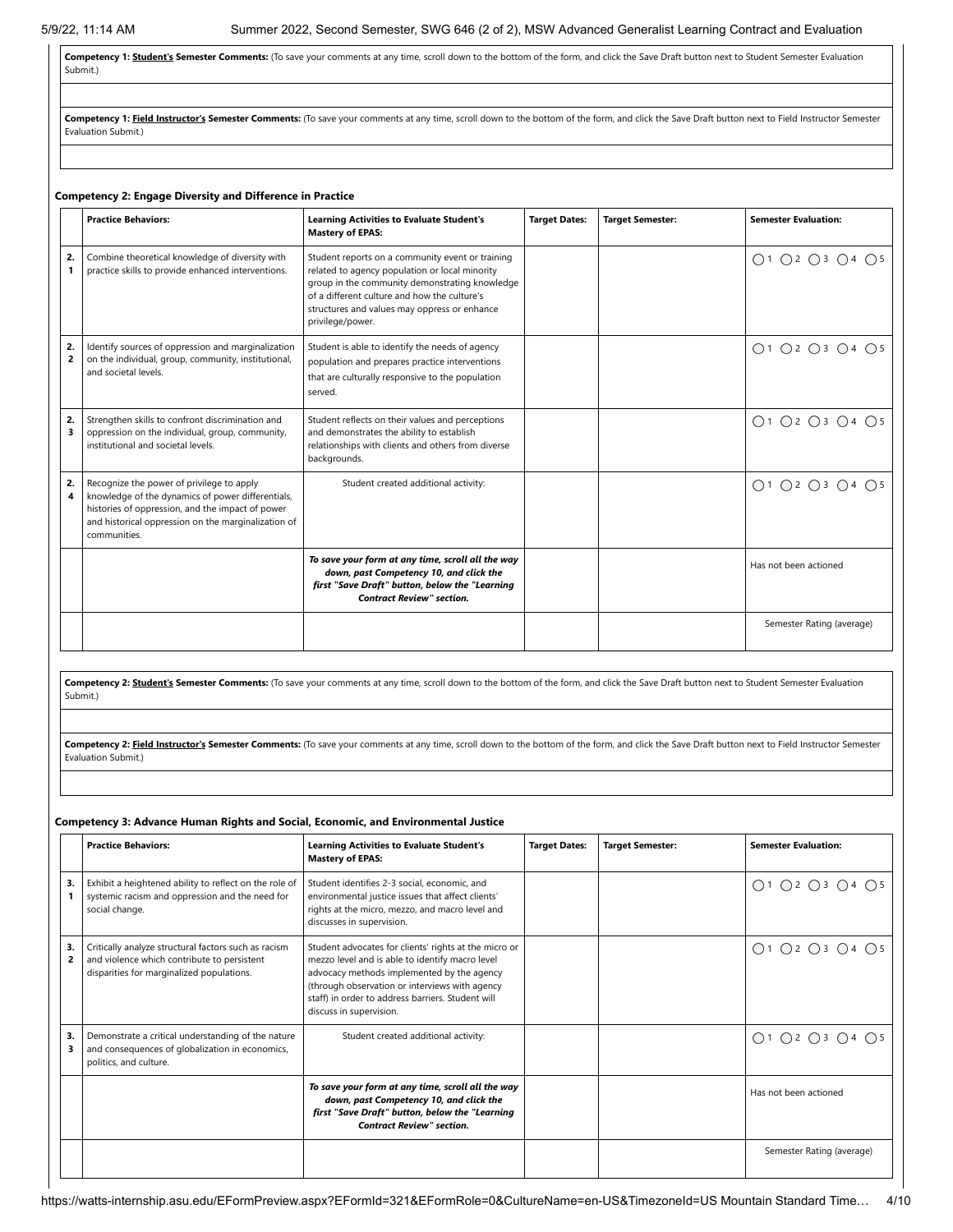**Competency 1: Student's Semester Comments:** (To save your comments at any time, scroll down to the bottom of the form, and click the Save Draft button next to Student Semester Evaluation Submit.)

**Competency 1: Field Instructor's Semester Comments:** (To save your comments at any time, scroll down to the bottom of the form, and click the Save Draft button next to Field Instructor Semester Evaluation Submit.)

### Competency 2: Engage Diversity and Difference in Practice

| | Practice Behaviors: | Learning Activities to Evaluate Student's Mastery of EPAS: | Target Dates: | Target Semester: | Semester Evaluation: |
|---|---|---|---|---|---|
| 2.1 | Combine theoretical knowledge of diversity with practice skills to provide enhanced interventions. | Student reports on a community event or training related to agency population or local minority group in the community demonstrating knowledge of a different culture and how the culture's structures and values may oppress or enhance privilege/power. | | | ○1 ○2 ○3 ○4 ○5 |
| 2.2 | Identify sources of oppression and marginalization on the individual, group, community, institutional, and societal levels. | Student is able to identify the needs of agency population and prepares practice interventions that are culturally responsive to the population served. | | | ○1 ○2 ○3 ○4 ○5 |
| 2.3 | Strengthen skills to confront discrimination and oppression on the individual, group, community, institutional and societal levels. | Student reflects on their values and perceptions and demonstrates the ability to establish relationships with clients and others from diverse backgrounds. | | | ○1 ○2 ○3 ○4 ○5 |
| 2.4 | Recognize the power of privilege to apply knowledge of the dynamics of power differentials, histories of oppression, and the impact of power and historical oppression on the marginalization of communities. | Student created additional activity: | | | ○1 ○2 ○3 ○4 ○5 |
| | | ***To save your form at any time, scroll all the way down, past Competency 10, and click the first "Save Draft" button, below the "Learning Contract Review" section.*** | | | Has not been actioned |
| | | | | | Semester Rating (average) |

**Competency 2: Student's Semester Comments:** (To save your comments at any time, scroll down to the bottom of the form, and click the Save Draft button next to Student Semester Evaluation Submit.)

**Competency 2: Field Instructor's Semester Comments:** (To save your comments at any time, scroll down to the bottom of the form, and click the Save Draft button next to Field Instructor Semester Evaluation Submit.)

### Competency 3: Advance Human Rights and Social, Economic, and Environmental Justice

| | Practice Behaviors: | Learning Activities to Evaluate Student's Mastery of EPAS: | Target Dates: | Target Semester: | Semester Evaluation: |
|---|---|---|---|---|---|
| 3.1 | Exhibit a heightened ability to reflect on the role of systemic racism and oppression and the need for social change. | Student identifies 2-3 social, economic, and environmental justice issues that affect clients' rights at the micro, mezzo, and macro level and discusses in supervision. | | | ○1 ○2 ○3 ○4 ○5 |
| 3.2 | Critically analyze structural factors such as racism and violence which contribute to persistent disparities for marginalized populations. | Student advocates for clients' rights at the micro or mezzo level and is able to identify macro level advocacy methods implemented by the agency (through observation or interviews with agency staff) in order to address barriers. Student will discuss in supervision. | | | ○1 ○2 ○3 ○4 ○5 |
| 3.3 | Demonstrate a critical understanding of the nature and consequences of globalization in economics, politics, and culture. | Student created additional activity: | | | ○1 ○2 ○3 ○4 ○5 |
| | | ***To save your form at any time, scroll all the way down, past Competency 10, and click the first "Save Draft" button, below the "Learning Contract Review" section.*** | | | Has not been actioned |
| | | | | | Semester Rating (average) |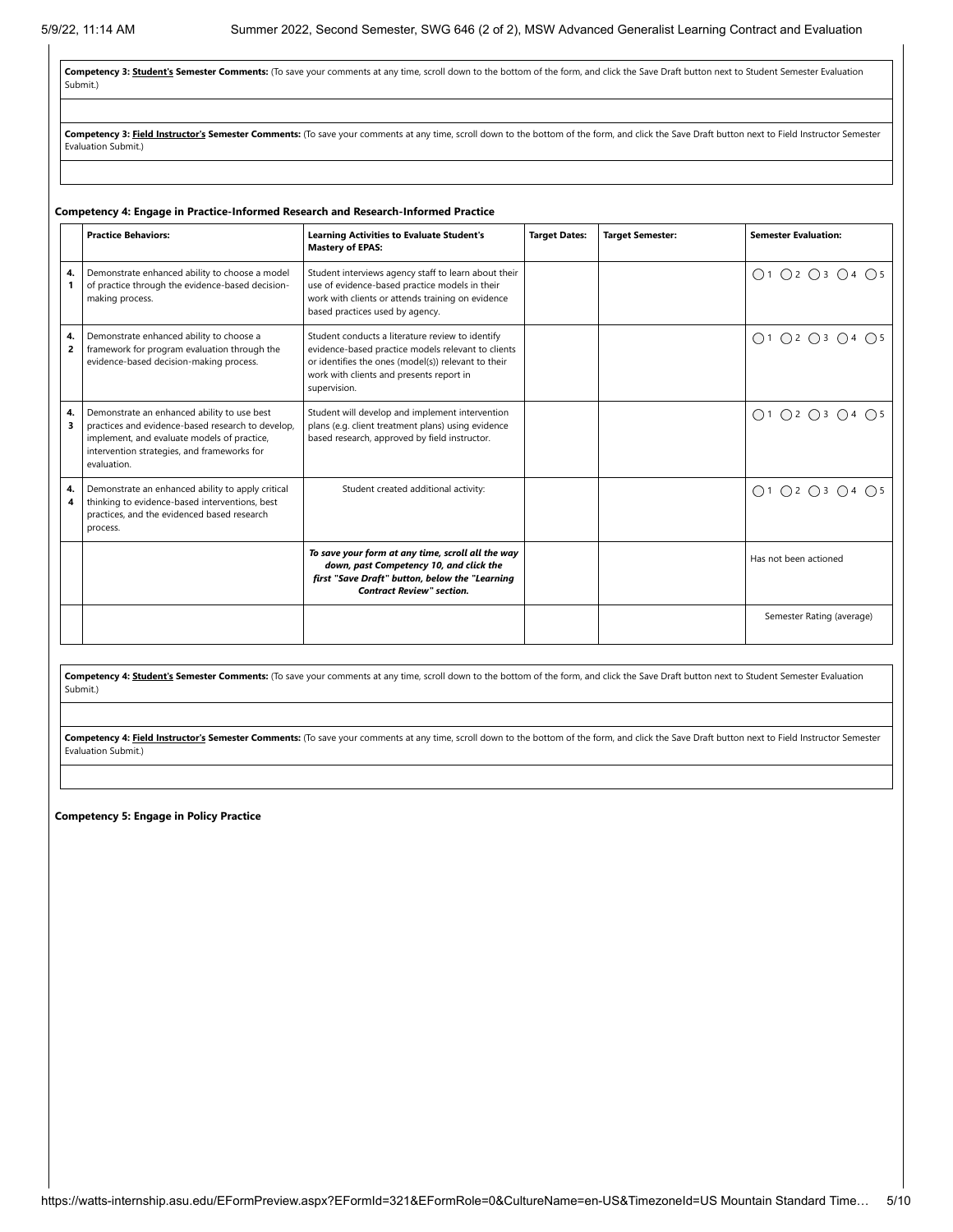**Competency 3: Student's Semester Comments:** (To save your comments at any time, scroll down to the bottom of the form, and click the Save Draft button next to Student Semester Evaluation Submit.)

**Competency 3: Field Instructor's Semester Comments:** (To save your comments at any time, scroll down to the bottom of the form, and click the Save Draft button next to Field Instructor Semester Evaluation Submit.)

**Competency 4: Engage in Practice-Informed Research and Research-Informed Practice**

| | Practice Behaviors: | Learning Activities to Evaluate Student's Mastery of EPAS: | Target Dates: | Target Semester: | Semester Evaluation: |
|---|---|---|---|---|---|
| 4.1 | Demonstrate enhanced ability to choose a model of practice through the evidence-based decision-making process. | Student interviews agency staff to learn about their use of evidence-based practice models in their work with clients or attends training on evidence based practices used by agency. | | | ◯1 ◯2 ◯3 ◯4 ◯5 |
| 4.2 | Demonstrate enhanced ability to choose a framework for program evaluation through the evidence-based decision-making process. | Student conducts a literature review to identify evidence-based practice models relevant to clients or identifies the ones (model(s)) relevant to their work with clients and presents report in supervision. | | | ◯1 ◯2 ◯3 ◯4 ◯5 |
| 4.3 | Demonstrate an enhanced ability to use best practices and evidence-based research to develop, implement, and evaluate models of practice, intervention strategies, and frameworks for evaluation. | Student will develop and implement intervention plans (e.g. client treatment plans) using evidence based research, approved by field instructor. | | | ◯1 ◯2 ◯3 ◯4 ◯5 |
| 4.4 | Demonstrate an enhanced ability to apply critical thinking to evidence-based interventions, best practices, and the evidenced based research process. | Student created additional activity: | | | ◯1 ◯2 ◯3 ◯4 ◯5 |
| | | ***To save your form at any time, scroll all the way down, past Competency 10, and click the first "Save Draft" button, below the "Learning Contract Review" section.*** | | | Has not been actioned |
| | | | | | Semester Rating (average) |

**Competency 4: Student's Semester Comments:** (To save your comments at any time, scroll down to the bottom of the form, and click the Save Draft button next to Student Semester Evaluation Submit.)

**Competency 4: Field Instructor's Semester Comments:** (To save your comments at any time, scroll down to the bottom of the form, and click the Save Draft button next to Field Instructor Semester Evaluation Submit.)

**Competency 5: Engage in Policy Practice**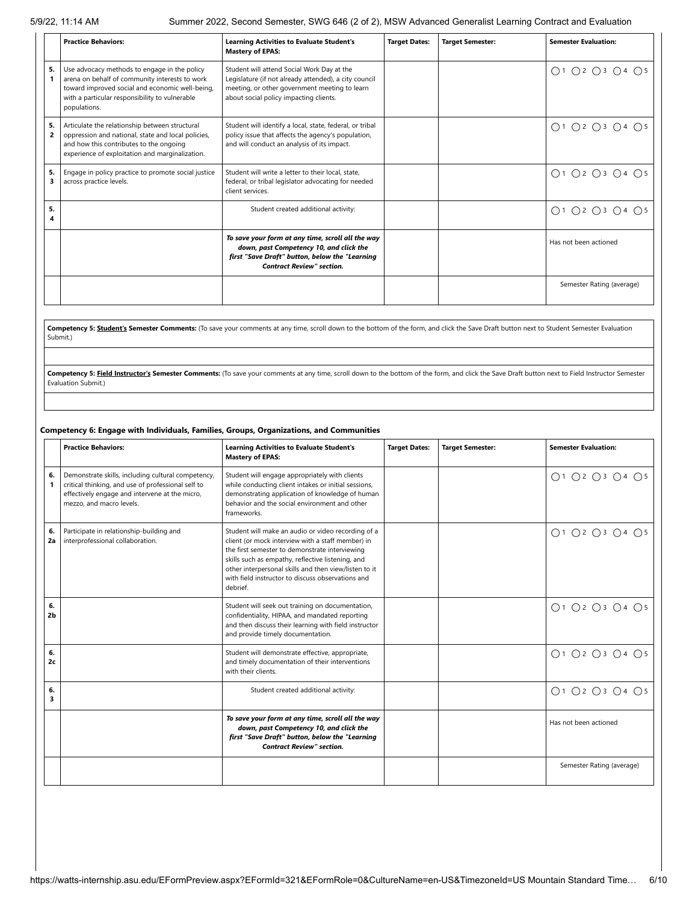|  | Practice Behaviors: | Learning Activities to Evaluate Student's Mastery of EPAS: | Target Dates: | Target Semester: | Semester Evaluation: |
|---|---|---|---|---|---|
| 5.1 | Use advocacy methods to engage in the policy arena on behalf of community interests to work toward improved social and economic well-being, with a particular responsibility to vulnerable populations. | Student will attend Social Work Day at the Legislature (if not already attended), a city council meeting, or other government meeting to learn about social policy impacting clients. |  |  | ○1 ○2 ○3 ○4 ○5 |
| 5.2 | Articulate the relationship between structural oppression and national, state and local policies, and how this contributes to the ongoing experience of exploitation and marginalization. | Student will identify a local, state, federal, or tribal policy issue that affects the agency's population, and will conduct an analysis of its impact. |  |  | ○1 ○2 ○3 ○4 ○5 |
| 5.3 | Engage in policy practice to promote social justice across practice levels. | Student will write a letter to their local, state, federal, or tribal legislator advocating for needed client services. |  |  | ○1 ○2 ○3 ○4 ○5 |
| 5.4 |  | Student created additional activity: |  |  | ○1 ○2 ○3 ○4 ○5 |
|  |  | ***To save your form at any time, scroll all the way down, past Competency 10, and click the first "Save Draft" button, below the "Learning Contract Review" section.*** |  |  | Has not been actioned |
|  |  |  |  |  | Semester Rating (average) |

**Competency 5: Student's Semester Comments:** (To save your comments at any time, scroll down to the bottom of the form, and click the Save Draft button next to Student Semester Evaluation Submit.)

**Competency 5: Field Instructor's Semester Comments:** (To save your comments at any time, scroll down to the bottom of the form, and click the Save Draft button next to Field Instructor Semester Evaluation Submit.)

### Competency 6: Engage with Individuals, Families, Groups, Organizations, and Communities

|  | Practice Behaviors: | Learning Activities to Evaluate Student's Mastery of EPAS: | Target Dates: | Target Semester: | Semester Evaluation: |
|---|---|---|---|---|---|
| 6.1 | Demonstrate skills, including cultural competency, critical thinking, and use of professional self to effectively engage and intervene at the micro, mezzo, and macro levels. | Student will engage appropriately with clients while conducting client intakes or initial sessions, demonstrating application of knowledge of human behavior and the social environment and other frameworks. |  |  | ○1 ○2 ○3 ○4 ○5 |
| 6.2a | Participate in relationship-building and interprofessional collaboration. | Student will make an audio or video recording of a client (or mock interview with a staff member) in the first semester to demonstrate interviewing skills such as empathy, reflective listening, and other interpersonal skills and then view/listen to it with field instructor to discuss observations and debrief. |  |  | ○1 ○2 ○3 ○4 ○5 |
| 6.2b |  | Student will seek out training on documentation, confidentiality, HIPAA, and mandated reporting and then discuss their learning with field instructor and provide timely documentation. |  |  | ○1 ○2 ○3 ○4 ○5 |
| 6.2c |  | Student will demonstrate effective, appropriate, and timely documentation of their interventions with their clients. |  |  | ○1 ○2 ○3 ○4 ○5 |
| 6.3 |  | Student created additional activity: |  |  | ○1 ○2 ○3 ○4 ○5 |
|  |  | ***To save your form at any time, scroll all the way down, past Competency 10, and click the first "Save Draft" button, below the "Learning Contract Review" section.*** |  |  | Has not been actioned |
|  |  |  |  |  | Semester Rating (average) |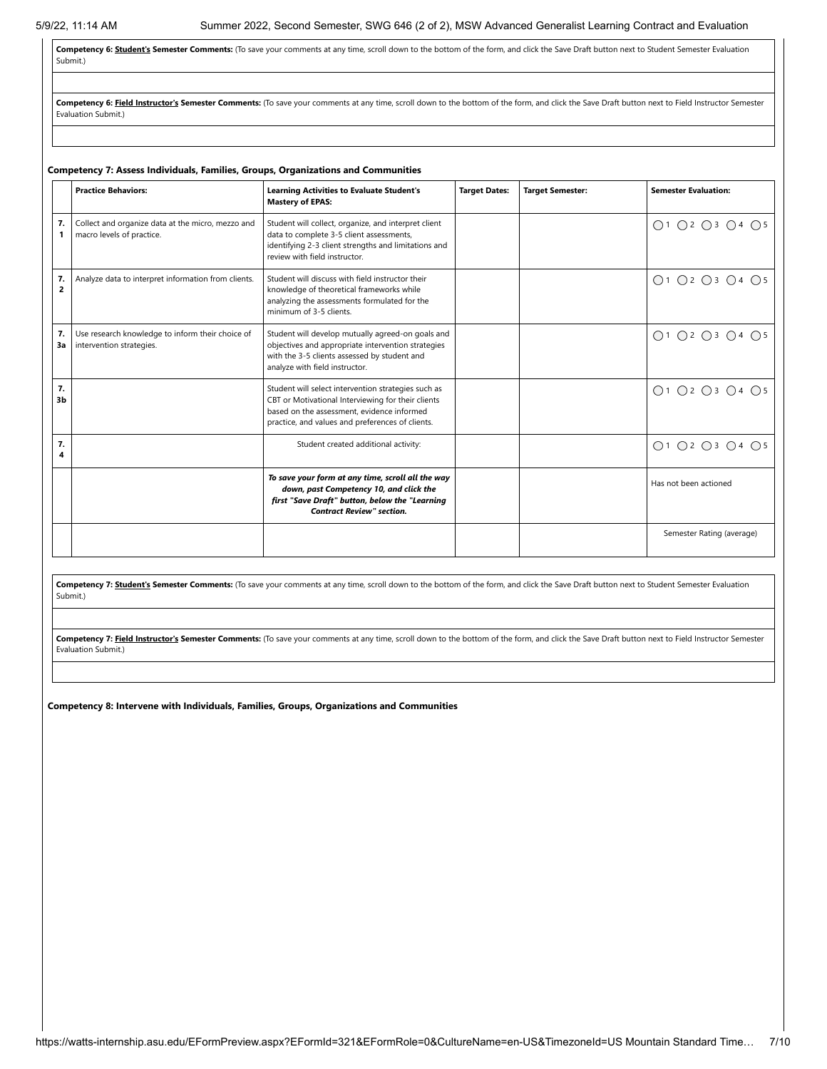**Competency 6: Student's Semester Comments:** (To save your comments at any time, scroll down to the bottom of the form, and click the Save Draft button next to Student Semester Evaluation Submit.)

**Competency 6: Field Instructor's Semester Comments:** (To save your comments at any time, scroll down to the bottom of the form, and click the Save Draft button next to Field Instructor Semester Evaluation Submit.)

**Competency 7: Assess Individuals, Families, Groups, Organizations and Communities**

| | Practice Behaviors: | Learning Activities to Evaluate Student's Mastery of EPAS: | Target Dates: | Target Semester: | Semester Evaluation: |
|---|---|---|---|---|---|
| 7.1 | Collect and organize data at the micro, mezzo and macro levels of practice. | Student will collect, organize, and interpret client data to complete 3-5 client assessments, identifying 2-3 client strengths and limitations and review with field instructor. | | | ○1 ○2 ○3 ○4 ○5 |
| 7.2 | Analyze data to interpret information from clients. | Student will discuss with field instructor their knowledge of theoretical frameworks while analyzing the assessments formulated for the minimum of 3-5 clients. | | | ○1 ○2 ○3 ○4 ○5 |
| 7.3a | Use research knowledge to inform their choice of intervention strategies. | Student will develop mutually agreed-on goals and objectives and appropriate intervention strategies with the 3-5 clients assessed by student and analyze with field instructor. | | | ○1 ○2 ○3 ○4 ○5 |
| 7.3b | | Student will select intervention strategies such as CBT or Motivational Interviewing for their clients based on the assessment, evidence informed practice, and values and preferences of clients. | | | ○1 ○2 ○3 ○4 ○5 |
| 7.4 | | Student created additional activity: | | | ○1 ○2 ○3 ○4 ○5 |
| | | ***To save your form at any time, scroll all the way down, past Competency 10, and click the first "Save Draft" button, below the "Learning Contract Review" section.*** | | | Has not been actioned |
| | | | | | Semester Rating (average) |

**Competency 7: Student's Semester Comments:** (To save your comments at any time, scroll down to the bottom of the form, and click the Save Draft button next to Student Semester Evaluation Submit.)

**Competency 7: Field Instructor's Semester Comments:** (To save your comments at any time, scroll down to the bottom of the form, and click the Save Draft button next to Field Instructor Semester Evaluation Submit.)

**Competency 8: Intervene with Individuals, Families, Groups, Organizations and Communities**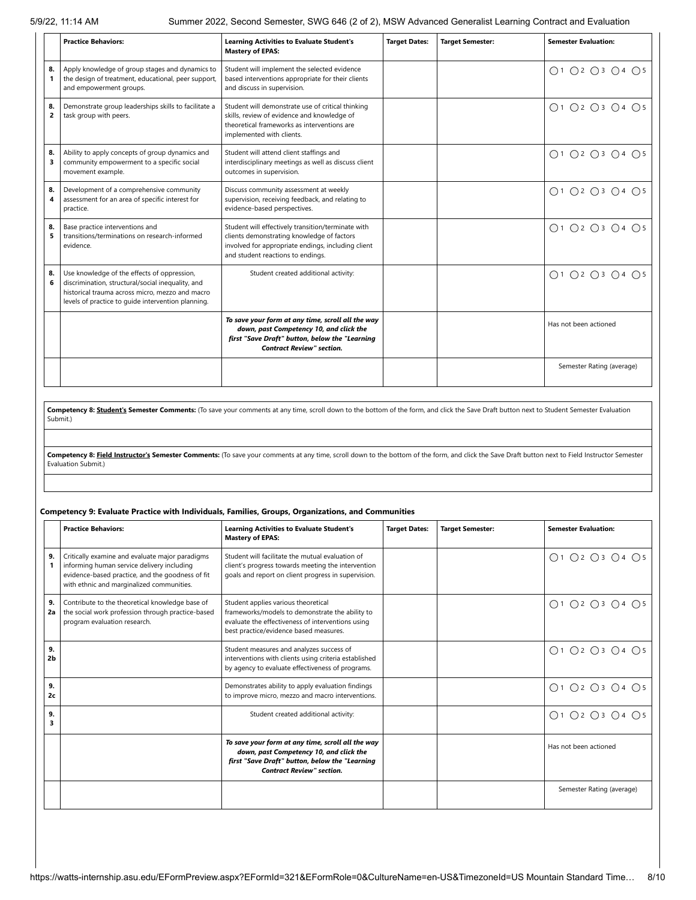| | Practice Behaviors: | Learning Activities to Evaluate Student's Mastery of EPAS: | Target Dates: | Target Semester: | Semester Evaluation: |
|---|---|---|---|---|---|
| 8.1 | Apply knowledge of group stages and dynamics to the design of treatment, educational, peer support, and empowerment groups. | Student will implement the selected evidence based interventions appropriate for their clients and discuss in supervision. | | | ○1 ○2 ○3 ○4 ○5 |
| 8.2 | Demonstrate group leaderships skills to facilitate a task group with peers. | Student will demonstrate use of critical thinking skills, review of evidence and knowledge of theoretical frameworks as interventions are implemented with clients. | | | ○1 ○2 ○3 ○4 ○5 |
| 8.3 | Ability to apply concepts of group dynamics and community empowerment to a specific social movement example. | Student will attend client staffings and interdisciplinary meetings as well as discuss client outcomes in supervision. | | | ○1 ○2 ○3 ○4 ○5 |
| 8.4 | Development of a comprehensive community assessment for an area of specific interest for practice. | Discuss community assessment at weekly supervision, receiving feedback, and relating to evidence-based perspectives. | | | ○1 ○2 ○3 ○4 ○5 |
| 8.5 | Base practice interventions and transitions/terminations on research-informed evidence. | Student will effectively transition/terminate with clients demonstrating knowledge of factors involved for appropriate endings, including client and student reactions to endings. | | | ○1 ○2 ○3 ○4 ○5 |
| 8.6 | Use knowledge of the effects of oppression, discrimination, structural/social inequality, and historical trauma across micro, mezzo and macro levels of practice to guide intervention planning. | Student created additional activity: | | | ○1 ○2 ○3 ○4 ○5 |
| | | ***To save your form at any time, scroll all the way down, past Competency 10, and click the first "Save Draft" button, below the "Learning Contract Review" section.*** | | | Has not been actioned |
| | | | | | Semester Rating (average) |

**Competency 8: Student's Semester Comments:** (To save your comments at any time, scroll down to the bottom of the form, and click the Save Draft button next to Student Semester Evaluation Submit.)

**Competency 8: Field Instructor's Semester Comments:** (To save your comments at any time, scroll down to the bottom of the form, and click the Save Draft button next to Field Instructor Semester Evaluation Submit.)

### Competency 9: Evaluate Practice with Individuals, Families, Groups, Organizations, and Communities

| | Practice Behaviors: | Learning Activities to Evaluate Student's Mastery of EPAS: | Target Dates: | Target Semester: | Semester Evaluation: |
|---|---|---|---|---|---|
| 9.1 | Critically examine and evaluate major paradigms informing human service delivery including evidence-based practice, and the goodness of fit with ethnic and marginalized communities. | Student will facilitate the mutual evaluation of client's progress towards meeting the intervention goals and report on client progress in supervision. | | | ○1 ○2 ○3 ○4 ○5 |
| 9.2a | Contribute to the theoretical knowledge base of the social work profession through practice-based program evaluation research. | Student applies various theoretical frameworks/models to demonstrate the ability to evaluate the effectiveness of interventions using best practice/evidence based measures. | | | ○1 ○2 ○3 ○4 ○5 |
| 9.2b | | Student measures and analyzes success of interventions with clients using criteria established by agency to evaluate effectiveness of programs. | | | ○1 ○2 ○3 ○4 ○5 |
| 9.2c | | Demonstrates ability to apply evaluation findings to improve micro, mezzo and macro interventions. | | | ○1 ○2 ○3 ○4 ○5 |
| 9.3 | | Student created additional activity: | | | ○1 ○2 ○3 ○4 ○5 |
| | | ***To save your form at any time, scroll all the way down, past Competency 10, and click the first "Save Draft" button, below the "Learning Contract Review" section.*** | | | Has not been actioned |
| | | | | | Semester Rating (average) |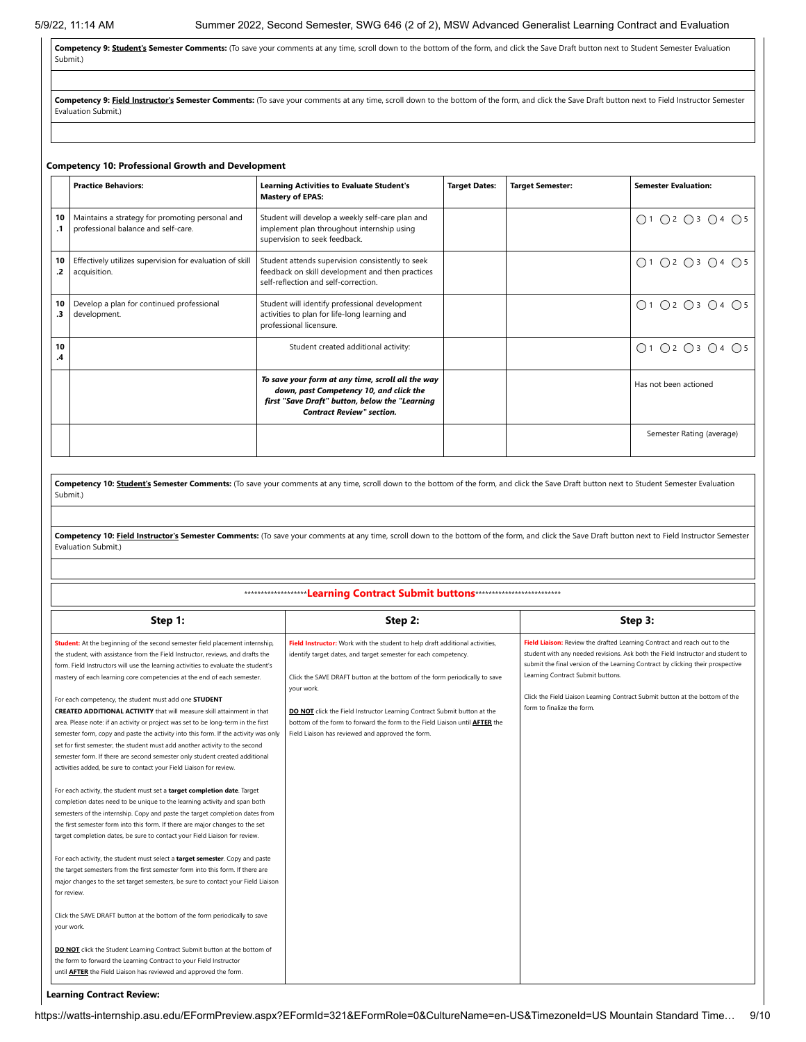**Competency 9: Student's Semester Comments:** (To save your comments at any time, scroll down to the bottom of the form, and click the Save Draft button next to Student Semester Evaluation Submit.)

**Competency 9: Field Instructor's Semester Comments:** (To save your comments at any time, scroll down to the bottom of the form, and click the Save Draft button next to Field Instructor Semester Evaluation Submit.)

**Competency 10: Professional Growth and Development**

| | Practice Behaviors: | Learning Activities to Evaluate Student's Mastery of EPAS: | Target Dates: | Target Semester: | Semester Evaluation: |
|---|---|---|---|---|---|
| 10.1 | Maintains a strategy for promoting personal and professional balance and self-care. | Student will develop a weekly self-care plan and implement plan throughout internship using supervision to seek feedback. | | | ◯1 ◯2 ◯3 ◯4 ◯5 |
| 10.2 | Effectively utilizes supervision for evaluation of skill acquisition. | Student attends supervision consistently to seek feedback on skill development and then practices self-reflection and self-correction. | | | ◯1 ◯2 ◯3 ◯4 ◯5 |
| 10.3 | Develop a plan for continued professional development. | Student will identify professional development activities to plan for life-long learning and professional licensure. | | | ◯1 ◯2 ◯3 ◯4 ◯5 |
| 10.4 | | Student created additional activity: | | | ◯1 ◯2 ◯3 ◯4 ◯5 |
| | | ***To save your form at any time, scroll all the way down, past Competency 10, and click the first "Save Draft" button, below the "Learning Contract Review" section.*** | | | Has not been actioned |
| | | | | | Semester Rating (average) |

**Competency 10: Student's Semester Comments:** (To save your comments at any time, scroll down to the bottom of the form, and click the Save Draft button next to Student Semester Evaluation Submit.)

**Competency 10: Field Instructor's Semester Comments:** (To save your comments at any time, scroll down to the bottom of the form, and click the Save Draft button next to Field Instructor Semester Evaluation Submit.)

*******************Learning Contract Submit buttons***************************

| Step 1: | Step 2: | Step 3: |
|---|---|---|
| **Student:** At the beginning of the second semester field placement internship, the student, with assistance from the Field Instructor, reviews, and drafts the form. Field Instructors will use the learning activities to evaluate the student's mastery of each learning core competencies at the end of each semester.<br><br>For each competency, the student must add one **STUDENT CREATED ADDITIONAL ACTIVITY** that will measure skill attainment in that area. Please note: if an activity or project was set to be long-term in the first semester form, copy and paste the activity into this form. If the activity was only set for first semester, the student must add another activity to the second semester form. If there are second semester only student created additional activities added, be sure to contact your Field Liaison for review.<br><br>For each activity, the student must set a **target completion date**. Target completion dates need to be unique to the learning activity and span both semesters of the internship. Copy and paste the target completion dates from the first semester form into this form. If there are major changes to the set target completion dates, be sure to contact your Field Liaison for review.<br><br>For each activity, the student must select a **target semester**. Copy and paste the target semesters from the first semester form into this form. If there are major changes to the set target semesters, be sure to contact your Field Liaison for review.<br><br>Click the SAVE DRAFT button at the bottom of the form periodically to save your work.<br><br>**DO NOT** click the Student Learning Contract Submit button at the bottom of the form to forward the Learning Contract to your Field Instructor until **AFTER** the Field Liaison has reviewed and approved the form. | **Field Instructor:** Work with the student to help draft additional activities, identify target dates, and target semester for each competency.<br><br>Click the SAVE DRAFT button at the bottom of the form periodically to save your work.<br><br>**DO NOT** click the Field Instructor Learning Contract Submit button at the bottom of the form to forward the form to the Field Liaison until **AFTER** the Field Liaison has reviewed and approved the form. | **Field Liaison:** Review the drafted Learning Contract and reach out to the student with any needed revisions. Ask both the Field Instructor and student to submit the final version of the Learning Contract by clicking their prospective Learning Contract Submit buttons.<br><br>Click the Field Liaison Learning Contract Submit button at the bottom of the form to finalize the form. |

**Learning Contract Review:**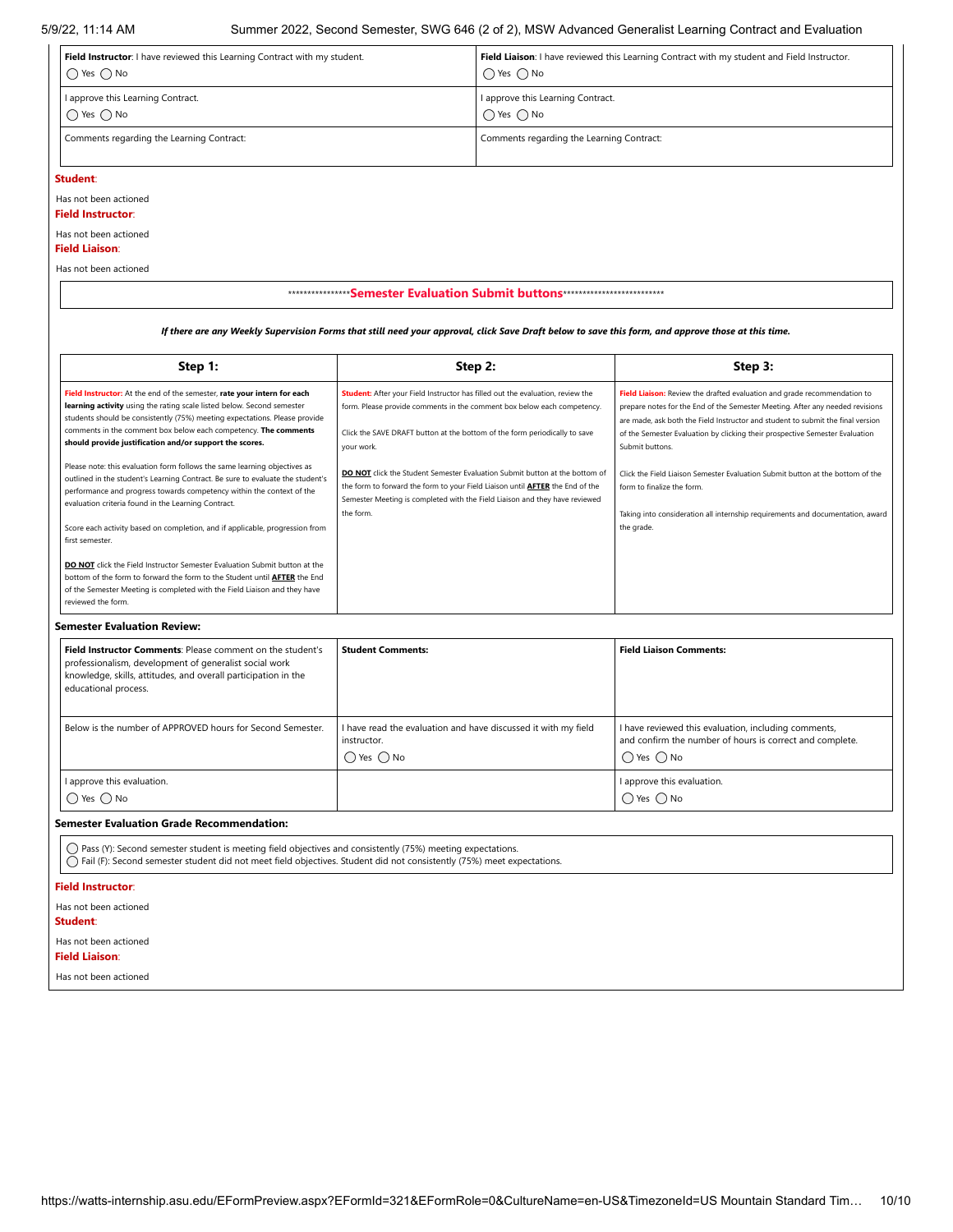| | |
|---|---|
| **Field Instructor**: I have reviewed this Learning Contract with my student. ◯ Yes ◯ No | **Field Liaison**: I have reviewed this Learning Contract with my student and Field Instructor. ◯ Yes ◯ No |
| I approve this Learning Contract. ◯ Yes ◯ No | I approve this Learning Contract. ◯ Yes ◯ No |
| Comments regarding the Learning Contract: | Comments regarding the Learning Contract: |

**Student**:

Has not been actioned

**Field Instructor**:

Has not been actioned

**Field Liaison**:

Has not been actioned

****************Semester Evaluation Submit buttons**************************

***If there are any Weekly Supervision Forms that still need your approval, click Save Draft below to save this form, and approve those at this time.***

| Step 1: | Step 2: | Step 3: |
|---|---|---|
| **Field Instructor:** At the end of the semester, **rate your intern for each learning activity** using the rating scale listed below. Second semester students should be consistently (75%) meeting expectations. Please provide comments in the comment box below each competency. **The comments should provide justification and/or support the scores.**<br><br>Please note: this evaluation form follows the same learning objectives as outlined in the student's Learning Contract. Be sure to evaluate the student's performance and progress towards competency within the context of the evaluation criteria found in the Learning Contract.<br><br>Score each activity based on completion, and if applicable, progression from first semester.<br><br>**DO NOT** click the Field Instructor Semester Evaluation Submit button at the bottom of the form to forward the form to the Student until **AFTER** the End of the Semester Meeting is completed with the Field Liaison and they have reviewed the form. | **Student:** After your Field Instructor has filled out the evaluation, review the form. Please provide comments in the comment box below each competency.<br><br>Click the SAVE DRAFT button at the bottom of the form periodically to save your work.<br><br>**DO NOT** click the Student Semester Evaluation Submit button at the bottom of the form to forward the form to your Field Liaison until **AFTER** the End of the Semester Meeting is completed with the Field Liaison and they have reviewed the form. | **Field Liaison:** Review the drafted evaluation and grade recommendation to prepare notes for the End of the Semester Meeting. After any needed revisions are made, ask both the Field Instructor and student to submit the final version of the Semester Evaluation by clicking their prospective Semester Evaluation Submit buttons.<br><br>Click the Field Liaison Semester Evaluation Submit button at the bottom of the form to finalize the form.<br><br>Taking into consideration all internship requirements and documentation, award the grade. |

**Semester Evaluation Review:**

| | | |
|---|---|---|
| **Field Instructor Comments**: Please comment on the student's professionalism, development of generalist social work knowledge, skills, attitudes, and overall participation in the educational process. | **Student Comments:** | **Field Liaison Comments:** |
| Below is the number of APPROVED hours for Second Semester. | I have read the evaluation and have discussed it with my field instructor. ◯ Yes ◯ No | I have reviewed this evaluation, including comments, and confirm the number of hours is correct and complete. ◯ Yes ◯ No |
| I approve this evaluation. ◯ Yes ◯ No | | I approve this evaluation. ◯ Yes ◯ No |

**Semester Evaluation Grade Recommendation:**

◯ Pass (Y): Second semester student is meeting field objectives and consistently (75%) meeting expectations.
◯ Fail (F): Second semester student did not meet field objectives. Student did not consistently (75%) meet expectations.

**Field Instructor**:

Has not been actioned

**Student**:

Has not been actioned

**Field Liaison**:

Has not been actioned